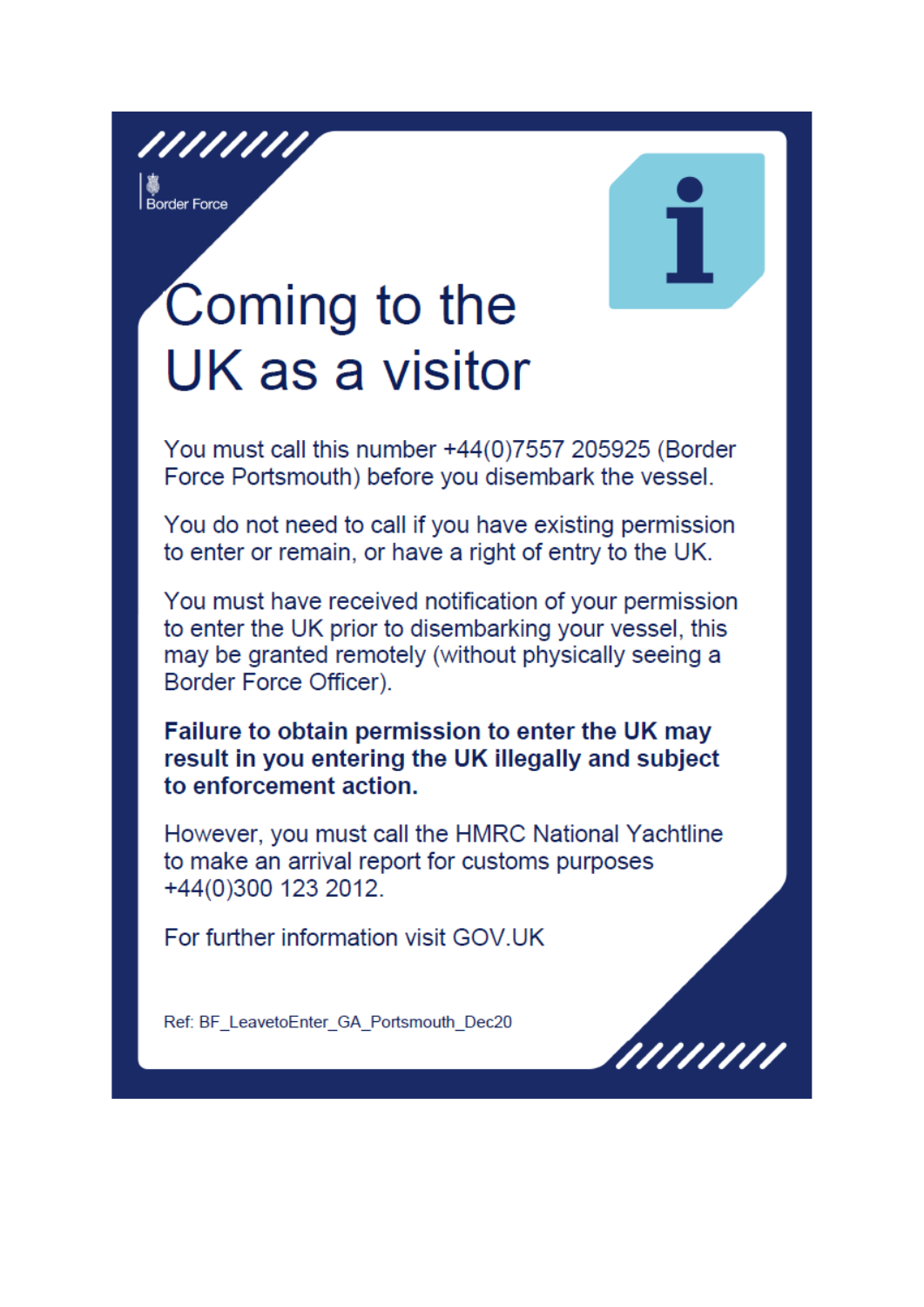Border Force

# Coming to the UK as a visitor

You must call this number +44(0)7557 205925 (Border Force Portsmouth) before you disembark the vessel.

You do not need to call if you have existing permission to enter or remain, or have a right of entry to the UK.

You must have received notification of your permission to enter the UK prior to disembarking your vessel, this may be granted remotely (without physically seeing a Border Force Officer).

**Failure to obtain permission to enter the UK may result in you entering the UK illegally and subject to enforcement action.**

However, you must call the HMRC National Yachtline to make an arrival report for customs purposes +44(0)300 123 2012.

For further information visit GOV.UK

Ref: BF_LeavetoEnter_GA_Portsmouth_Dec20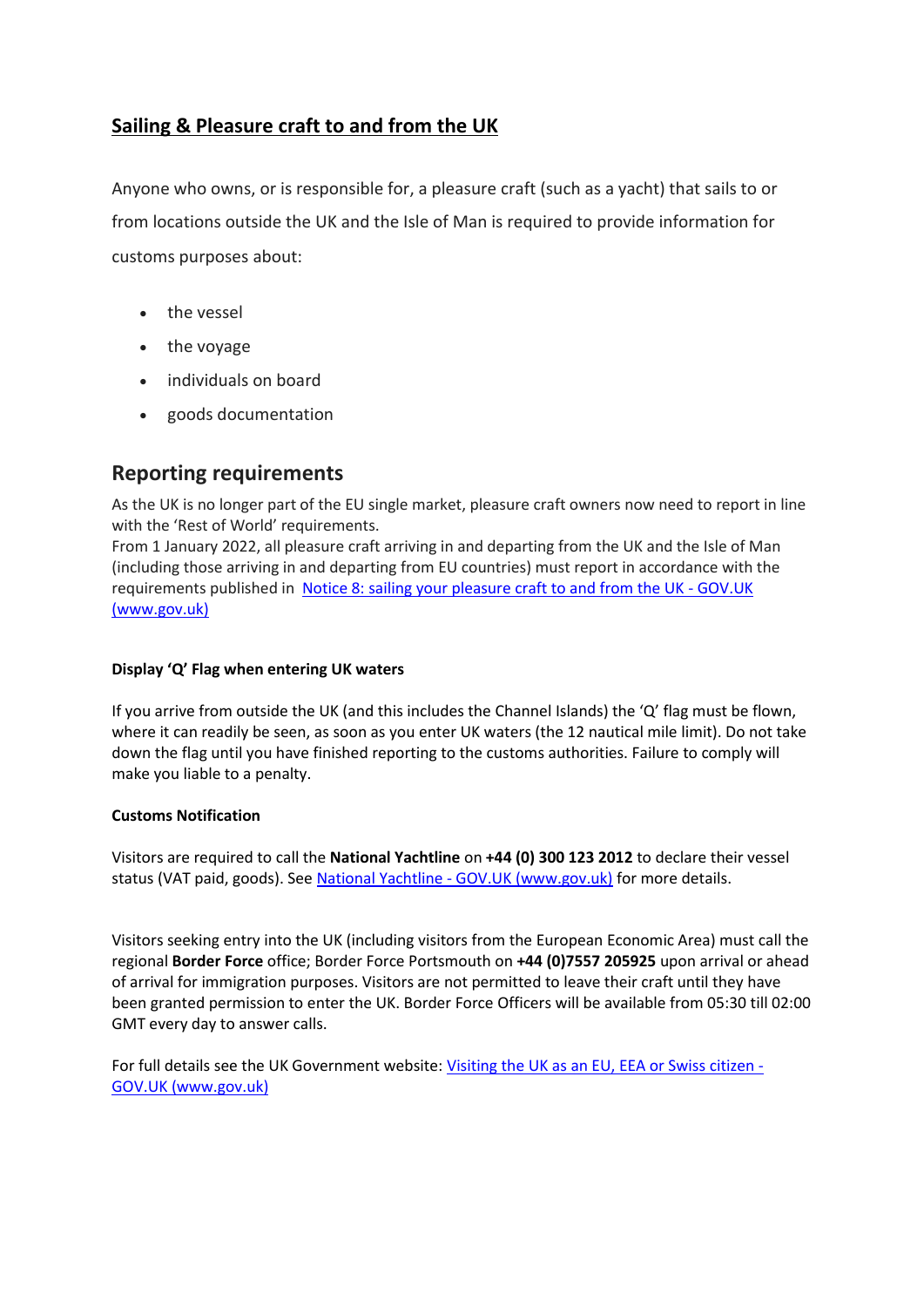## Sailing & Pleasure craft to and from the UK

Anyone who owns, or is responsible for, a pleasure craft (such as a yacht) that sails to or from locations outside the UK and the Isle of Man is required to provide information for customs purposes about:

- the vessel
- the voyage
- individuals on board
- goods documentation

## Reporting requirements

As the UK is no longer part of the EU single market, pleasure craft owners now need to report in line with the 'Rest of World' requirements.
From 1 January 2022, all pleasure craft arriving in and departing from the UK and the Isle of Man (including those arriving in and departing from EU countries) must report in accordance with the requirements published in [Notice 8: sailing your pleasure craft to and from the UK - GOV.UK (www.gov.uk)](www.gov.uk)

#### Display 'Q' Flag when entering UK waters

If you arrive from outside the UK (and this includes the Channel Islands) the 'Q' flag must be flown, where it can readily be seen, as soon as you enter UK waters (the 12 nautical mile limit). Do not take down the flag until you have finished reporting to the customs authorities. Failure to comply will make you liable to a penalty.

#### Customs Notification

Visitors are required to call the **National Yachtline** on **+44 (0) 300 123 2012** to declare their vessel status (VAT paid, goods). See [National Yachtline - GOV.UK (www.gov.uk)](www.gov.uk) for more details.

Visitors seeking entry into the UK (including visitors from the European Economic Area) must call the regional **Border Force** office; Border Force Portsmouth on **+44 (0)7557 205925** upon arrival or ahead of arrival for immigration purposes. Visitors are not permitted to leave their craft until they have been granted permission to enter the UK. Border Force Officers will be available from 05:30 till 02:00 GMT every day to answer calls.

For full details see the UK Government website: [Visiting the UK as an EU, EEA or Swiss citizen - GOV.UK (www.gov.uk)](www.gov.uk)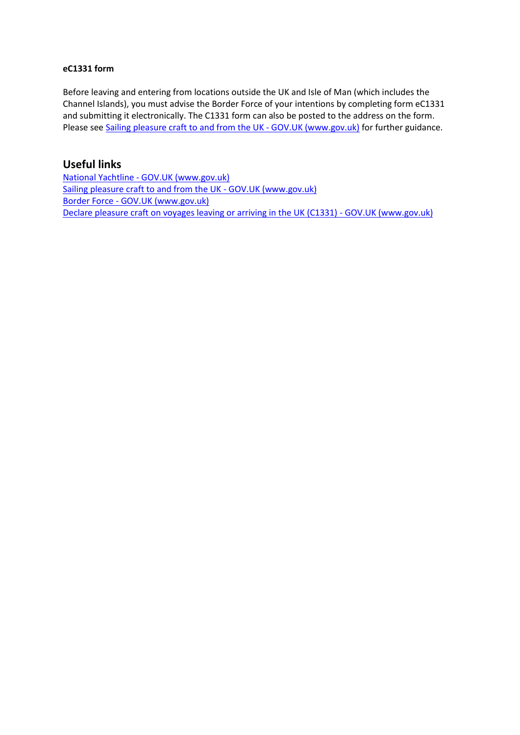**eC1331 form**

Before leaving and entering from locations outside the UK and Isle of Man (which includes the Channel Islands), you must advise the Border Force of your intentions by completing form eC1331 and submitting it electronically. The C1331 form can also be posted to the address on the form. Please see Sailing pleasure craft to and from the UK - GOV.UK (www.gov.uk) for further guidance.

## Useful links

National Yachtline - GOV.UK (www.gov.uk)
Sailing pleasure craft to and from the UK - GOV.UK (www.gov.uk)
Border Force - GOV.UK (www.gov.uk)
Declare pleasure craft on voyages leaving or arriving in the UK (C1331) - GOV.UK (www.gov.uk)